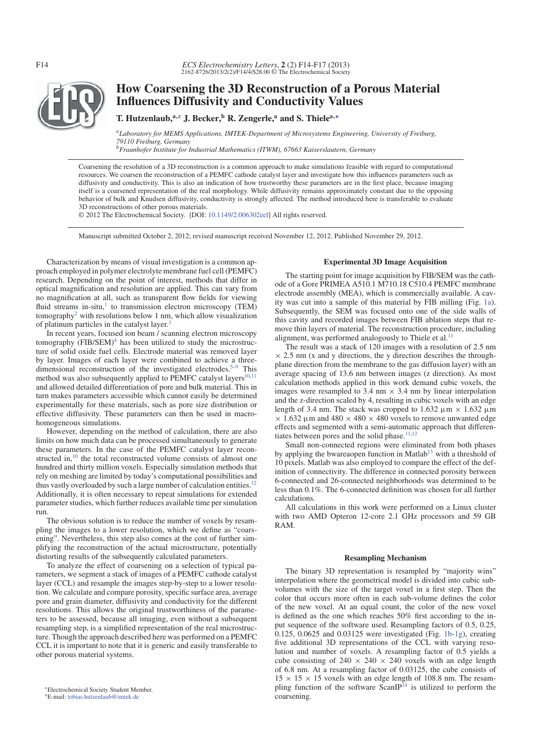# How Coarsening the 3D Reconstruction of a Porous Material Influences Diffusivity and Conductivity Values

**T. Hutzenlaub,[a,z] J. Becker,[b] R. Zengerle,[a] and S. Thiele[a,*]**

[a]*Laboratory for MEMS Applications, IMTEK-Department of Microsystems Engineering, University of Freiburg, 79110 Freiburg, Germany*
[b]*Fraunhofer Institute for Industrial Mathematics (ITWM), 67663 Kaiserslautern, Germany*

Coarsening the resolution of a 3D reconstruction is a common approach to make simulations feasible with regard to computational resources. We coarsen the reconstruction of a PEMFC cathode catalyst layer and investigate how this influences parameters such as diffusivity and conductivity. This is also an indication of how trustworthy these parameters are in the first place, because imaging itself is a coarsened representation of the real morphology. While diffusivity remains approximately constant due to the opposing behavior of bulk and Knudsen diffusivity, conductivity is strongly affected. The method introduced here is transferable to evaluate 3D reconstructions of other porous materials.

© 2012 The Electrochemical Society. [DOI: 10.1149/2.006302eel] All rights reserved.

Manuscript submitted October 2, 2012; revised manuscript received November 12, 2012. Published November 29, 2012.

Characterization by means of visual investigation is a common approach employed in polymer electrolyte membrane fuel cell (PEMFC) research. Depending on the point of interest, methods that differ in optical magnification and resolution are applied. This can vary from no magnification at all, such as transparent flow fields for viewing fluid streams in-situ,[1] to transmission electron microscopy (TEM) tomography[2] with resolutions below 1 nm, which allow visualization of platinum particles in the catalyst layer.[3]

In recent years, focused ion beam / scanning electron microscopy tomography (FIB/SEM)[4] has been utilized to study the microstructure of solid oxide fuel cells. Electrode material was removed layer by layer. Images of each layer were combined to achieve a three-dimensional reconstruction of the investigated electrodes.[5–9] This method was also subsequently applied to PEMFC catalyst layers[10,11] and allowed detailed differentiation of pore and bulk material. This in turn makes parameters accessible which cannot easily be determined experimentally for these materials, such as pore size distribution or effective diffusivity. These parameters can then be used in macro-homogeneous simulations.

However, depending on the method of calculation, there are also limits on how much data can be processed simultaneously to generate these parameters. In the case of the PEMFC catalyst layer reconstructed in,[10] the total reconstructed volume consists of almost one hundred and thirty million voxels. Especially simulation methods that rely on meshing are limited by today's computational possibilities and thus vastly overloaded by such a large number of calculation entities.[12] Additionally, it is often necessary to repeat simulations for extended parameter studies, which further reduces available time per simulation run.

The obvious solution is to reduce the number of voxels by resampling the images to a lower resolution, which we define as "coarsening". Nevertheless, this step also comes at the cost of further simplifying the reconstruction of the actual microstructure, potentially distorting results of the subsequently calculated parameters.

To analyze the effect of coarsening on a selection of typical parameters, we segment a stack of images of a PEMFC cathode catalyst layer (CCL) and resample the images step-by-step to a lower resolution. We calculate and compare porosity, specific surface area, average pore and grain diameter, diffusivity and conductivity for the different resolutions. This allows the original trustworthiness of the parameters to be assessed, because all imaging, even without a subsequent resampling step, is a simplified representation of the real microstructure. Though the approach described here was performed on a PEMFC CCL it is important to note that it is generic and easily transferable to other porous material systems.

## Experimental 3D Image Acquisition

The starting point for image acquisition by FIB/SEM was the cathode of a Gore PRIMEA A510.1 M710.18 C510.4 PEMFC membrane electrode assembly (MEA), which is commercially available. A cavity was cut into a sample of this material by FIB milling (Fig. 1a). Subsequently, the SEM was focused onto one of the side walls of this cavity and recorded images between FIB ablation steps that remove thin layers of material. The reconstruction procedure, including alignment, was performed analogously to Thiele et al.[11]

The result was a stack of 120 images with a resolution of 2.5 nm $\times$ 2.5 nm (x and y directions, the y direction describes the through-plane direction from the membrane to the gas diffusion layer) with an average spacing of 13.6 nm between images (z direction). As most calculation methods applied in this work demand cubic voxels, the images were resampled to 3.4 nm $\times$ 3.4 nm by linear interpolation and the z-direction scaled by 4, resulting in cubic voxels with an edge length of 3.4 nm. The stack was cropped to 1.632 μm $\times$ 1.632 μm $\times$ 1.632 μm and 480 $\times$ 480 $\times$ 480 voxels to remove unwanted edge effects and segmented with a semi-automatic approach that differentiates between pores and the solid phase.[11,12]

Small non-connected regions were eliminated from both phases by applying the bwareaopen function in Matlab[13] with a threshold of 10 pixels. Matlab was also employed to compare the effect of the definition of connectivity. The difference in connected porosity between 6-connected and 26-connected neighborhoods was determined to be less than 0.1%. The 6-connected definition was chosen for all further calculations.

All calculations in this work were performed on a Linux cluster with two AMD Opteron 12-core 2.1 GHz processors and 59 GB RAM.

## Resampling Mechanism

The binary 3D representation is resampled by "majority wins" interpolation where the geometrical model is divided into cubic sub-volumes with the size of the target voxel in a first step. Then the color that occurs more often in each sub-volume defines the color of the new voxel. At an equal count, the color of the new voxel is defined as the one which reaches 50% first according to the input sequence of the software used. Resampling factors of 0.5, 0.25, 0.125, 0.0625 and 0.03125 were investigated (Fig. 1b-1g), creating five additional 3D representations of the CCL with varying resolution and number of voxels. A resampling factor of 0.5 yields a cube consisting of 240 $\times$ 240 $\times$ 240 voxels with an edge length of 6.8 nm. At a resampling factor of 0.03125, the cube consists of 15 $\times$ 15 $\times$ 15 voxels with an edge length of 108.8 nm. The resampling function of the software ScanIP[14] is utilized to perform the coarsening.

*Electrochemical Society Student Member.
[z]E-mail: tobias.hutzenlaub@imtek.de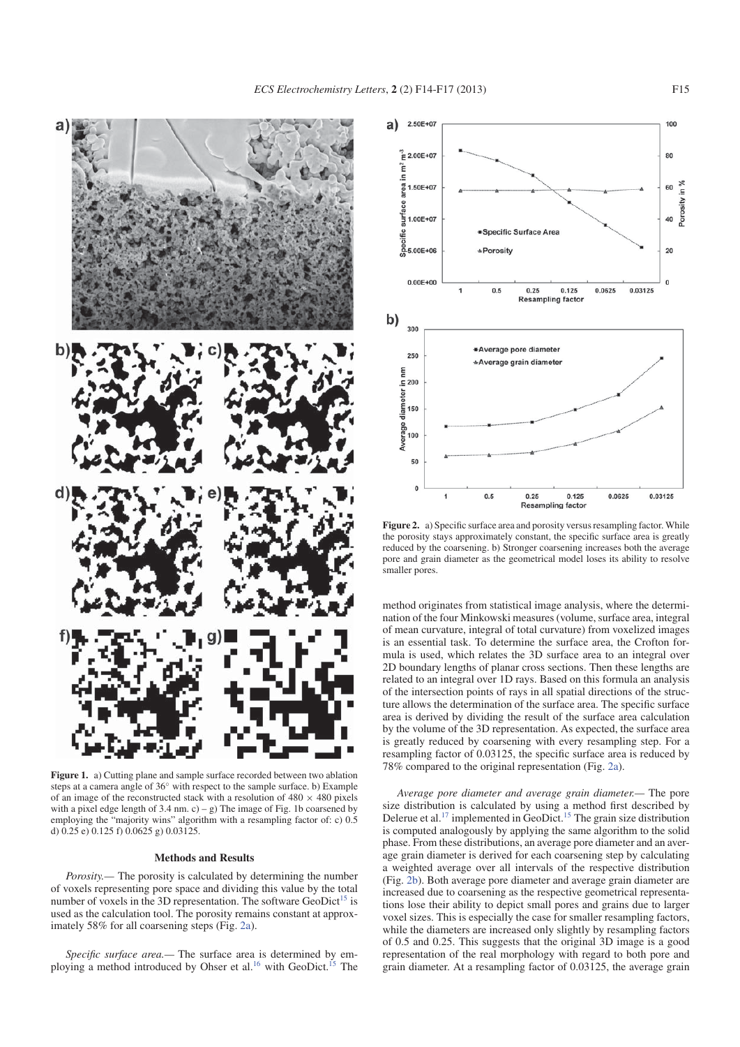**Figure 1.** a) Cutting plane and sample surface recorded between two ablation steps at a camera angle of 36° with respect to the sample surface. b) Example of an image of the reconstructed stack with a resolution of 480 × 480 pixels with a pixel edge length of 3.4 nm. c) – g) The image of Fig. 1b coarsened by employing the "majority wins" algorithm with a resampling factor of: c) 0.5 d) 0.25 e) 0.125 f) 0.0625 g) 0.03125.

## Methods and Results

*Porosity.*— The porosity is calculated by determining the number of voxels representing pore space and dividing this value by the total number of voxels in the 3D representation. The software GeoDict[15] is used as the calculation tool. The porosity remains constant at approximately 58% for all coarsening steps (Fig. 2a).

*Specific surface area.*— The surface area is determined by employing a method introduced by Ohser et al.[16] with GeoDict.[15] The method originates from statistical image analysis, where the determination of the four Minkowski measures (volume, surface area, integral of mean curvature, integral of total curvature) from voxelized images is an essential task. To determine the surface area, the Crofton formula is used, which relates the 3D surface area to an integral over 2D boundary lengths of planar cross sections. Then these lengths are related to an integral over 1D rays. Based on this formula an analysis of the intersection points of rays in all spatial directions of the structure allows the determination of the surface area. The specific surface area is derived by dividing the result of the surface area calculation by the volume of the 3D representation. As expected, the surface area is greatly reduced by coarsening with every resampling step. For a resampling factor of 0.03125, the specific surface area is reduced by 78% compared to the original representation (Fig. 2a).

**Figure 2.** a) Specific surface area and porosity versus resampling factor. While the porosity stays approximately constant, the specific surface area is greatly reduced by the coarsening. b) Stronger coarsening increases both the average pore and grain diameter as the geometrical model loses its ability to resolve smaller pores.

*Average pore diameter and average grain diameter.*— The pore size distribution is calculated by using a method first described by Delerue et al.[17] implemented in GeoDict.[15] The grain size distribution is computed analogously by applying the same algorithm to the solid phase. From these distributions, an average pore diameter and an average grain diameter is derived for each coarsening step by calculating a weighted average over all intervals of the respective distribution (Fig. 2b). Both average pore diameter and average grain diameter are increased due to coarsening as the respective geometrical representations lose their ability to depict small pores and grains due to larger voxel sizes. This is especially the case for smaller resampling factors, while the diameters are increased only slightly by resampling factors of 0.5 and 0.25. This suggests that the original 3D image is a good representation of the real morphology with regard to both pore and grain diameter. At a resampling factor of 0.03125, the average grain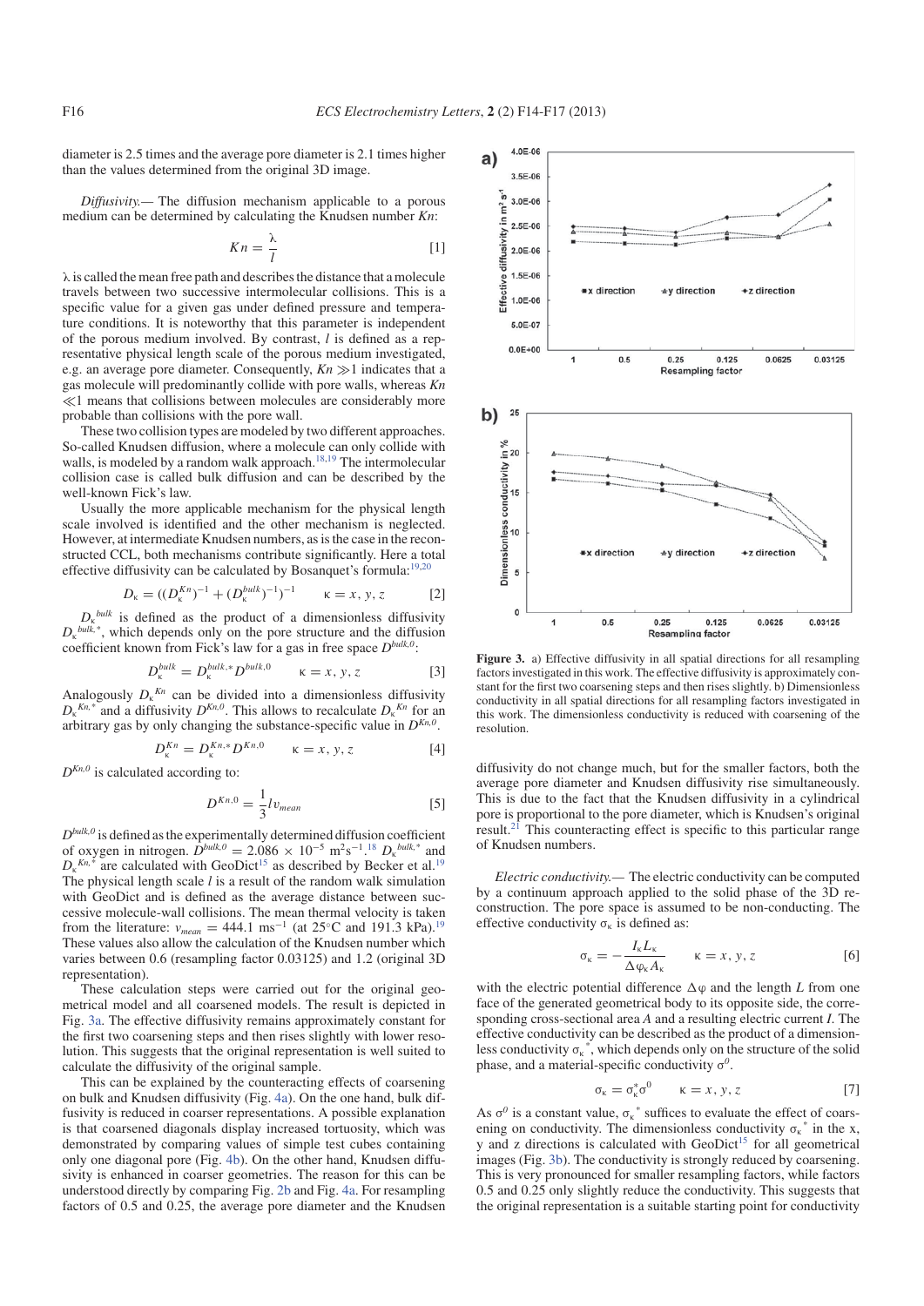diameter is 2.5 times and the average pore diameter is 2.1 times higher than the values determined from the original 3D image.

*Diffusivity.—* The diffusion mechanism applicable to a porous medium can be determined by calculating the Knudsen number *Kn*:

$$Kn = \frac{\lambda}{l} \quad [1]$$

$\lambda$ is called the mean free path and describes the distance that a molecule travels between two successive intermolecular collisions. This is a specific value for a given gas under defined pressure and temperature conditions. It is noteworthy that this parameter is independent of the porous medium involved. By contrast, $l$ is defined as a representative physical length scale of the porous medium investigated, e.g. an average pore diameter. Consequently, $Kn \gg 1$ indicates that a gas molecule will predominantly collide with pore walls, whereas $Kn \ll 1$ means that collisions between molecules are considerably more probable than collisions with the pore wall.

These two collision types are modeled by two different approaches. So-called Knudsen diffusion, where a molecule can only collide with walls, is modeled by a random walk approach.[18,19] The intermolecular collision case is called bulk diffusion and can be described by the well-known Fick's law.

Usually the more applicable mechanism for the physical length scale involved is identified and the other mechanism is neglected. However, at intermediate Knudsen numbers, as is the case in the reconstructed CCL, both mechanisms contribute significantly. Here a total effective diffusivity can be calculated by Bosanquet's formula:[19,20]

$$D_\kappa = ((D_\kappa^{Kn})^{-1} + (D_\kappa^{bulk})^{-1})^{-1} \qquad \kappa = x, y, z \quad [2]$$

$D_\kappa^{bulk}$ is defined as the product of a dimensionless diffusivity $D_\kappa^{bulk,*}$, which depends only on the pore structure and the diffusion coefficient known from Fick's law for a gas in free space $D^{bulk,0}$:

$$D_\kappa^{bulk} = D_\kappa^{bulk,*} D^{bulk,0} \qquad \kappa = x, y, z \quad [3]$$

Analogously $D_\kappa^{Kn}$ can be divided into a dimensionless diffusivity $D_\kappa^{Kn,*}$ and a diffusivity $D^{Kn,0}$. This allows to recalculate $D_\kappa^{Kn}$ for an arbitrary gas by only changing the substance-specific value in $D^{Kn,0}$.

$$D_\kappa^{Kn} = D_\kappa^{Kn,*} D^{Kn,0} \qquad \kappa = x, y, z \quad [4]$$

$D^{Kn,0}$ is calculated according to:

$$D^{Kn,0} = \frac{1}{3} l v_{mean} \quad [5]$$

$D^{bulk,0}$ is defined as the experimentally determined diffusion coefficient of oxygen in nitrogen. $D^{bulk,0} = 2.086 \times 10^{-5}$ m$^2$s$^{-1}$.[18] $D_\kappa^{bulk,*}$ and $D_\kappa^{Kn,*}$ are calculated with GeoDict[15] as described by Becker et al.[19] The physical length scale $l$ is a result of the random walk simulation with GeoDict and is defined as the average distance between successive molecule-wall collisions. The mean thermal velocity is taken from the literature: $v_{mean} = 444.1$ ms$^{-1}$ (at 25°C and 191.3 kPa).[19] These values also allow the calculation of the Knudsen number which varies between 0.6 (resampling factor 0.03125) and 1.2 (original 3D representation).

These calculation steps were carried out for the original geometrical model and all coarsened models. The result is depicted in Fig. 3a. The effective diffusivity remains approximately constant for the first two coarsening steps and then rises slightly with lower resolution. This suggests that the original representation is well suited to calculate the diffusivity of the original sample.

This can be explained by the counteracting effects of coarsening on bulk and Knudsen diffusivity (Fig. 4a). On the one hand, bulk diffusivity is reduced in coarser representations. A possible explanation is that coarsened diagonals display increased tortuosity, which was demonstrated by comparing values of simple test cubes containing only one diagonal pore (Fig. 4b). On the other hand, Knudsen diffusivity is enhanced in coarser geometries. The reason for this can be understood directly by comparing Fig. 2b and Fig. 4a. For resampling factors of 0.5 and 0.25, the average pore diameter and the Knudsen diffusivity do not change much, but for the smaller factors, both the average pore diameter and Knudsen diffusivity rise simultaneously. This is due to the fact that the Knudsen diffusivity in a cylindrical pore is proportional to the pore diameter, which is Knudsen's original result.[21] This counteracting effect is specific to this particular range of Knudsen numbers.

**Figure 3.** a) Effective diffusivity in all spatial directions for all resampling factors investigated in this work. The effective diffusivity is approximately constant for the first two coarsening steps and then rises slightly. b) Dimensionless conductivity in all spatial directions for all resampling factors investigated in this work. The dimensionless conductivity is reduced with coarsening of the resolution.

*Electric conductivity.—* The electric conductivity can be computed by a continuum approach applied to the solid phase of the 3D reconstruction. The pore space is assumed to be non-conducting. The effective conductivity $\sigma_\kappa$ is defined as:

$$\sigma_\kappa = -\frac{I_\kappa L_\kappa}{\Delta\varphi_\kappa A_\kappa} \qquad \kappa = x, y, z \quad [6]$$

with the electric potential difference $\Delta\varphi$ and the length $L$ from one face of the generated geometrical body to its opposite side, the corresponding cross-sectional area $A$ and a resulting electric current $I$. The effective conductivity can be described as the product of a dimensionless conductivity $\sigma_\kappa^*$, which depends only on the structure of the solid phase, and a material-specific conductivity $\sigma^0$.

$$\sigma_\kappa = \sigma_\kappa^* \sigma^0 \qquad \kappa = x, y, z \quad [7]$$

As $\sigma^0$ is a constant value, $\sigma_\kappa^*$ suffices to evaluate the effect of coarsening on conductivity. The dimensionless conductivity $\sigma_\kappa^*$ in the x, y and z directions is calculated with GeoDict[15] for all geometrical images (Fig. 3b). The conductivity is strongly reduced by coarsening. This is very pronounced for smaller resampling factors, while factors 0.5 and 0.25 only slightly reduce the conductivity. This suggests that the original representation is a suitable starting point for conductivity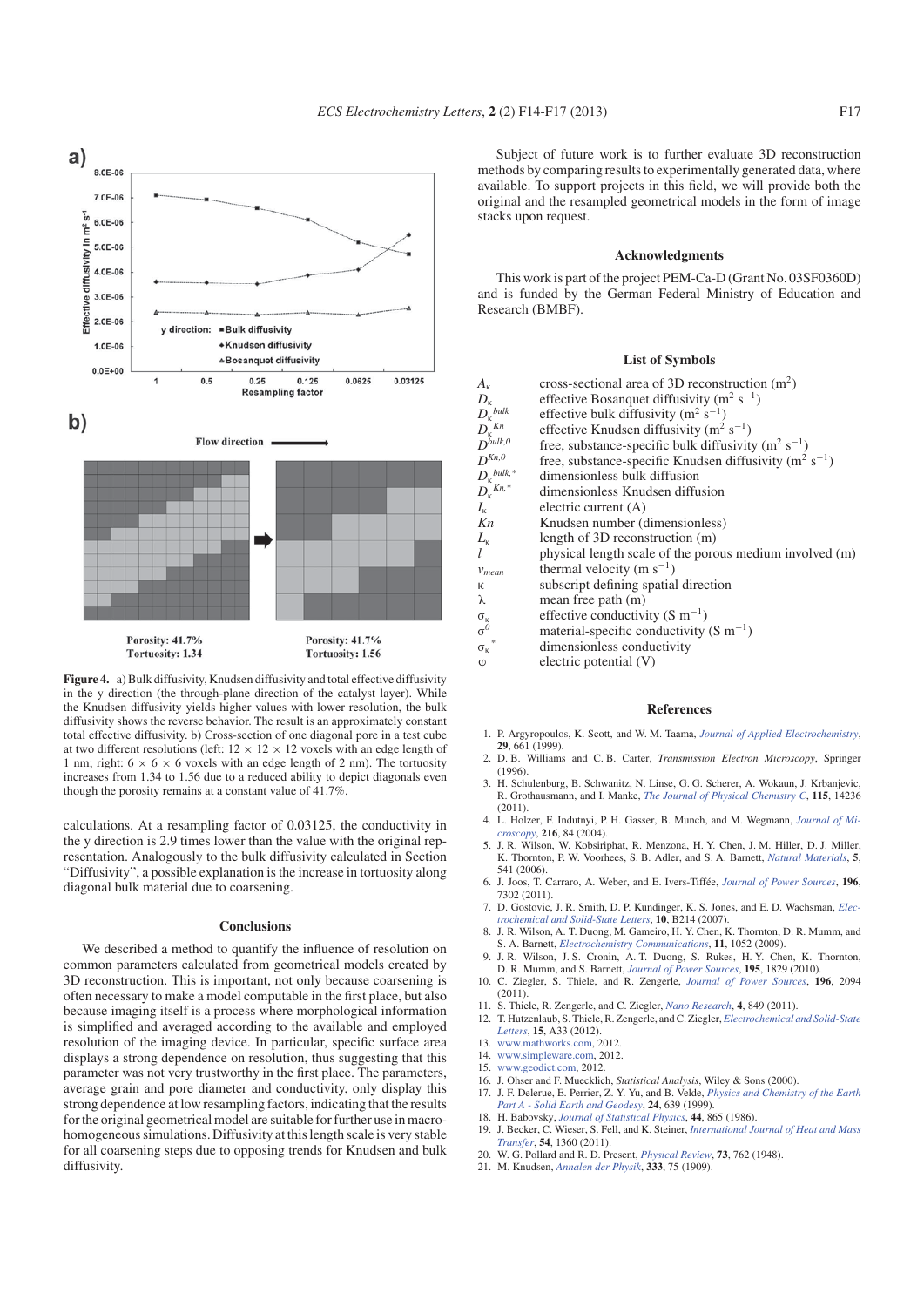a)

8.0E-06
7.0E-06
6.0E-06
5.0E-06
4.0E-06
3.0E-06
2.0E-06
1.0E-06
0.0E+00

Effective diffusivity in m² s⁻¹

y direction: ■Bulk diffusivity
◆Knudsen diffusivity
▲Bosanquet diffusivity

1 0.5 0.25 0.125 0.0625 0.03125

Resampling factor

b)

Flow direction

Porosity: 41.7%
Tortuosity: 1.34

Porosity: 41.7%
Tortuosity: 1.56

**Figure 4.** a) Bulk diffusivity, Knudsen diffusivity and total effective diffusivity in the y direction (the through-plane direction of the catalyst layer). While the Knudsen diffusivity yields higher values with lower resolution, the bulk diffusivity shows the reverse behavior. The result is an approximately constant total effective diffusivity. b) Cross-section of one diagonal pore in a test cube at two different resolutions (left: $12 \times 12 \times 12$ voxels with an edge length of 1 nm; right: $6 \times 6 \times 6$ voxels with an edge length of 2 nm). The tortuosity increases from 1.34 to 1.56 due to a reduced ability to depict diagonals even though the porosity remains at a constant value of 41.7%.

calculations. At a resampling factor of 0.03125, the conductivity in the y direction is 2.9 times lower than the value with the original representation. Analogously to the bulk diffusivity calculated in Section "Diffusivity", a possible explanation is the increase in tortuosity along diagonal bulk material due to coarsening.

## Conclusions

We described a method to quantify the influence of resolution on common parameters calculated from geometrical models created by 3D reconstruction. This is important, not only because coarsening is often necessary to make a model computable in the first place, but also because imaging itself is a process where morphological information is simplified and averaged according to the available and employed resolution of the imaging device. In particular, specific surface area displays a strong dependence on resolution, thus suggesting that this parameter was not very trustworthy in the first place. The parameters, average grain and pore diameter and conductivity, only display this strong dependence at low resampling factors, indicating that the results for the original geometrical model are suitable for further use in macro-homogeneous simulations. Diffusivity at this length scale is very stable for all coarsening steps due to opposing trends for Knudsen and bulk diffusivity.

Subject of future work is to further evaluate 3D reconstruction methods by comparing results to experimentally generated data, where available. To support projects in this field, we will provide both the original and the resampled geometrical models in the form of image stacks upon request.

## Acknowledgments

This work is part of the project PEM-Ca-D (Grant No. 03SF0360D) and is funded by the German Federal Ministry of Education and Research (BMBF).

## List of Symbols

| | |
|---|---|
| $A_\kappa$ | cross-sectional area of 3D reconstruction ($m^2$) |
| $D_\kappa$ | effective Bosanquet diffusivity ($m^2\ s^{-1}$) |
| $D_\kappa^{bulk}$ | effective bulk diffusivity ($m^2\ s^{-1}$) |
| $D_\kappa^{Kn}$ | effective Knudsen diffusivity ($m^2\ s^{-1}$) |
| $D^{bulk,0}$ | free, substance-specific bulk diffusivity ($m^2\ s^{-1}$) |
| $D^{Kn,0}$ | free, substance-specific Knudsen diffusivity ($m^2\ s^{-1}$) |
| $D_\kappa^{bulk,*}$ | dimensionless bulk diffusion |
| $D_\kappa^{Kn,*}$ | dimensionless Knudsen diffusion |
| $I_\kappa$ | electric current (A) |
| $Kn$ | Knudsen number (dimensionless) |
| $L_\kappa$ | length of 3D reconstruction (m) |
| $l$ | physical length scale of the porous medium involved (m) |
| $v_{mean}$ | thermal velocity ($m\ s^{-1}$) |
| $\kappa$ | subscript defining spatial direction |
| $\lambda$ | mean free path (m) |
| $\sigma_\kappa$ | effective conductivity ($S\ m^{-1}$) |
| $\sigma^0$ | material-specific conductivity ($S\ m^{-1}$) |
| $\sigma_\kappa^*$ | dimensionless conductivity |
| $\varphi$ | electric potential (V) |

## References

1. P. Argyropoulos, K. Scott, and W. M. Taama, *Journal of Applied Electrochemistry*, **29**, 661 (1999).
2. D. B. Williams and C. B. Carter, *Transmission Electron Microscopy*, Springer (1996).
3. H. Schulenburg, B. Schwanitz, N. Linse, G. G. Scherer, A. Wokaun, J. Krbanjevic, R. Grothausmann, and I. Manke, *The Journal of Physical Chemistry C*, **115**, 14236 (2011).
4. L. Holzer, F. Indutnyi, P. H. Gasser, B. Munch, and M. Wegmann, *Journal of Microscopy*, **216**, 84 (2004).
5. J. R. Wilson, W. Kobsiriphat, R. Menzona, H. Y. Chen, J. M. Hiller, D. J. Miller, K. Thornton, P. W. Voorhees, S. B. Adler, and S. A. Barnett, *Natural Materials*, **5**, 541 (2006).
6. J. Joos, T. Carraro, A. Weber, and E. Ivers-Tiffée, *Journal of Power Sources*, **196**, 7302 (2011).
7. D. Gostovic, J. R. Smith, D. P. Kundinger, K. S. Jones, and E. D. Wachsman, *Electrochemical and Solid-State Letters*, **10**, B214 (2007).
8. J. R. Wilson, A. T. Duong, M. Gameiro, H. Y. Chen, K. Thornton, D. R. Mumm, and S. A. Barnett, *Electrochemistry Communications*, **11**, 1052 (2009).
9. J. R. Wilson, J. S. Cronin, A. T. Duong, S. Rukes, H. Y. Chen, K. Thornton, D. R. Mumm, and S. Barnett, *Journal of Power Sources*, **195**, 1829 (2010).
10. C. Ziegler, S. Thiele, and R. Zengerle, *Journal of Power Sources*, **196**, 2094 (2011).
11. S. Thiele, R. Zengerle, and C. Ziegler, *Nano Research*, **4**, 849 (2011).
12. T. Hutzenlaub, S. Thiele, R. Zengerle, and C. Ziegler, *Electrochemical and Solid-State Letters*, **15**, A33 (2012).
13. www.mathworks.com, 2012.
14. www.simpleware.com, 2012.
15. www.geodict.com, 2012.
16. J. Ohser and F. Muecklich, *Statistical Analysis*, Wiley & Sons (2000).
17. J. F. Delerue, E. Perrier, Z. Y. Yu, and B. Velde, *Physics and Chemistry of the Earth Part A - Solid Earth and Geodesy*, **24**, 639 (1999).
18. H. Babovsky, *Journal of Statistical Physics*, **44**, 865 (1986).
19. J. Becker, C. Wieser, S. Fell, and K. Steiner, *International Journal of Heat and Mass Transfer*, **54**, 1360 (2011).
20. W. G. Pollard and R. D. Present, *Physical Review*, **73**, 762 (1948).
21. M. Knudsen, *Annalen der Physik*, **333**, 75 (1909).